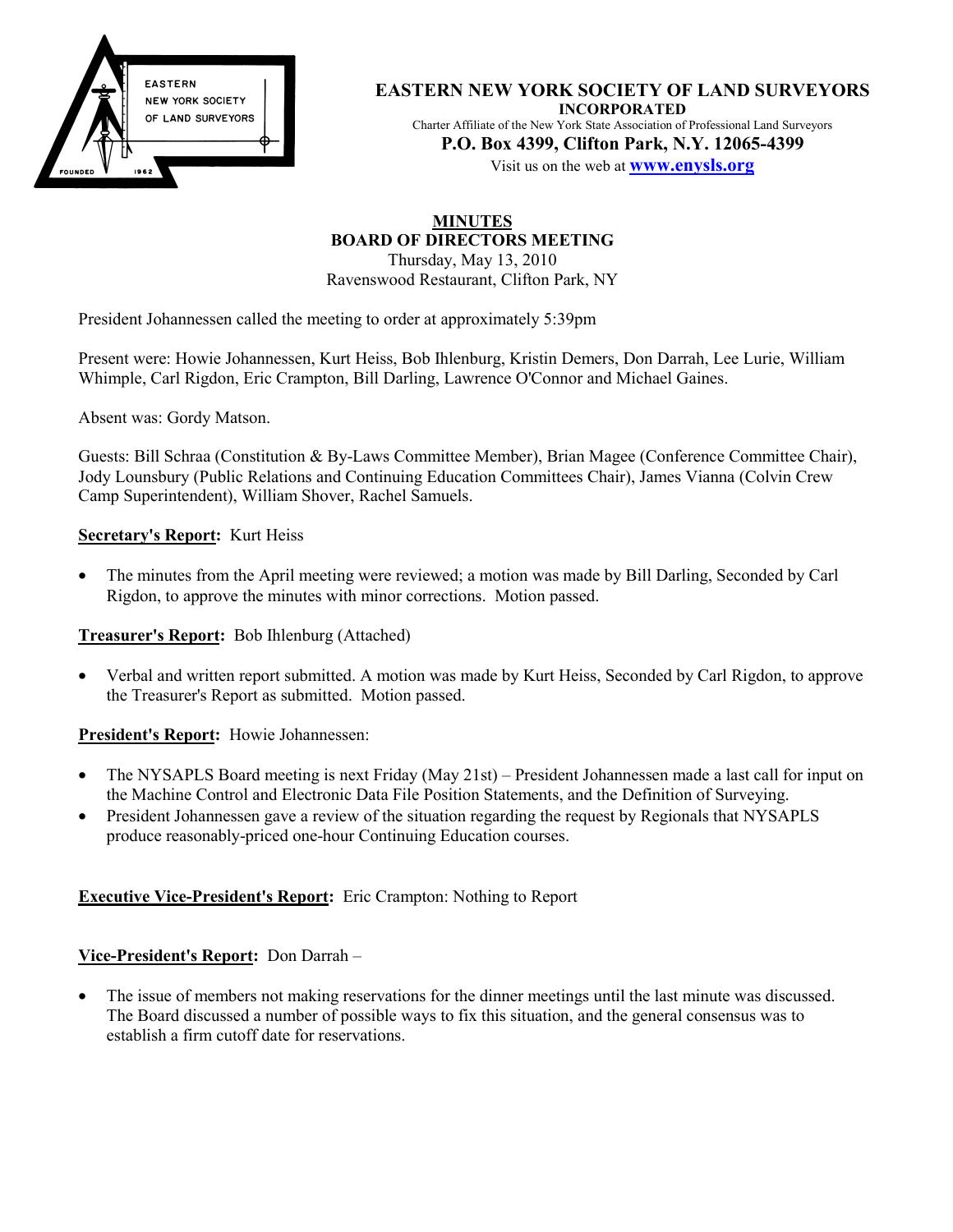**EASTERN NEW YORK SOCIETY OF LAND SURVEYORS**
**INCORPORATED**
Charter Affiliate of the New York State Association of Professional Land Surveyors
**P.O. Box 4399, Clifton Park, N.Y. 12065-4399**
Visit us on the web at **www.enysls.org**

# MINUTES
## BOARD OF DIRECTORS MEETING
Thursday, May 13, 2010
Ravenswood Restaurant, Clifton Park, NY

President Johannessen called the meeting to order at approximately 5:39pm

Present were: Howie Johannessen, Kurt Heiss, Bob Ihlenburg, Kristin Demers, Don Darrah, Lee Lurie, William Whimple, Carl Rigdon, Eric Crampton, Bill Darling, Lawrence O'Connor and Michael Gaines.

Absent was: Gordy Matson.

Guests: Bill Schraa (Constitution & By-Laws Committee Member), Brian Magee (Conference Committee Chair), Jody Lounsbury (Public Relations and Continuing Education Committees Chair), James Vianna (Colvin Crew Camp Superintendent), William Shover, Rachel Samuels.

**Secretary's Report:** Kurt Heiss

- The minutes from the April meeting were reviewed; a motion was made by Bill Darling, Seconded by Carl Rigdon, to approve the minutes with minor corrections. Motion passed.

**Treasurer's Report:** Bob Ihlenburg (Attached)

- Verbal and written report submitted. A motion was made by Kurt Heiss, Seconded by Carl Rigdon, to approve the Treasurer's Report as submitted. Motion passed.

**President's Report:** Howie Johannessen:

- The NYSAPLS Board meeting is next Friday (May 21st) – President Johannessen made a last call for input on the Machine Control and Electronic Data File Position Statements, and the Definition of Surveying.
- President Johannessen gave a review of the situation regarding the request by Regionals that NYSAPLS produce reasonably-priced one-hour Continuing Education courses.

**Executive Vice-President's Report:** Eric Crampton: Nothing to Report

**Vice-President's Report:** Don Darrah –

- The issue of members not making reservations for the dinner meetings until the last minute was discussed. The Board discussed a number of possible ways to fix this situation, and the general consensus was to establish a firm cutoff date for reservations.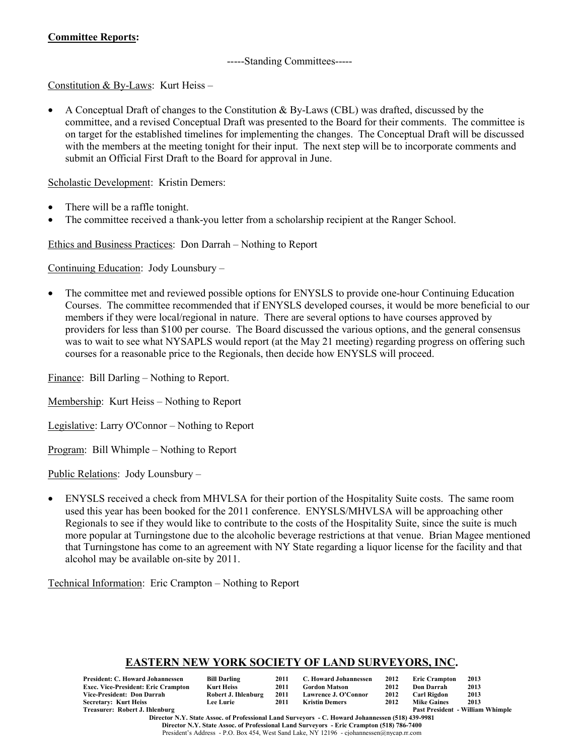**Committee Reports:**

-----Standing Committees-----

Constitution & By-Laws: Kurt Heiss –

- A Conceptual Draft of changes to the Constitution & By-Laws (CBL) was drafted, discussed by the committee, and a revised Conceptual Draft was presented to the Board for their comments. The committee is on target for the established timelines for implementing the changes. The Conceptual Draft will be discussed with the members at the meeting tonight for their input. The next step will be to incorporate comments and submit an Official First Draft to the Board for approval in June.

Scholastic Development: Kristin Demers:

- There will be a raffle tonight.
- The committee received a thank-you letter from a scholarship recipient at the Ranger School.

Ethics and Business Practices: Don Darrah – Nothing to Report

Continuing Education: Jody Lounsbury –

- The committee met and reviewed possible options for ENYSLS to provide one-hour Continuing Education Courses. The committee recommended that if ENYSLS developed courses, it would be more beneficial to our members if they were local/regional in nature. There are several options to have courses approved by providers for less than $100 per course. The Board discussed the various options, and the general consensus was to wait to see what NYSAPLS would report (at the May 21 meeting) regarding progress on offering such courses for a reasonable price to the Regionals, then decide how ENYSLS will proceed.

Finance: Bill Darling – Nothing to Report.

Membership: Kurt Heiss – Nothing to Report

Legislative: Larry O'Connor – Nothing to Report

Program: Bill Whimple – Nothing to Report

Public Relations: Jody Lounsbury –

- ENYSLS received a check from MHVLSA for their portion of the Hospitality Suite costs. The same room used this year has been booked for the 2011 conference. ENYSLS/MHVLSA will be approaching other Regionals to see if they would like to contribute to the costs of the Hospitality Suite, since the suite is much more popular at Turningstone due to the alcoholic beverage restrictions at that venue. Brian Magee mentioned that Turningstone has come to an agreement with NY State regarding a liquor license for the facility and that alcohol may be available on-site by 2011.

Technical Information: Eric Crampton – Nothing to Report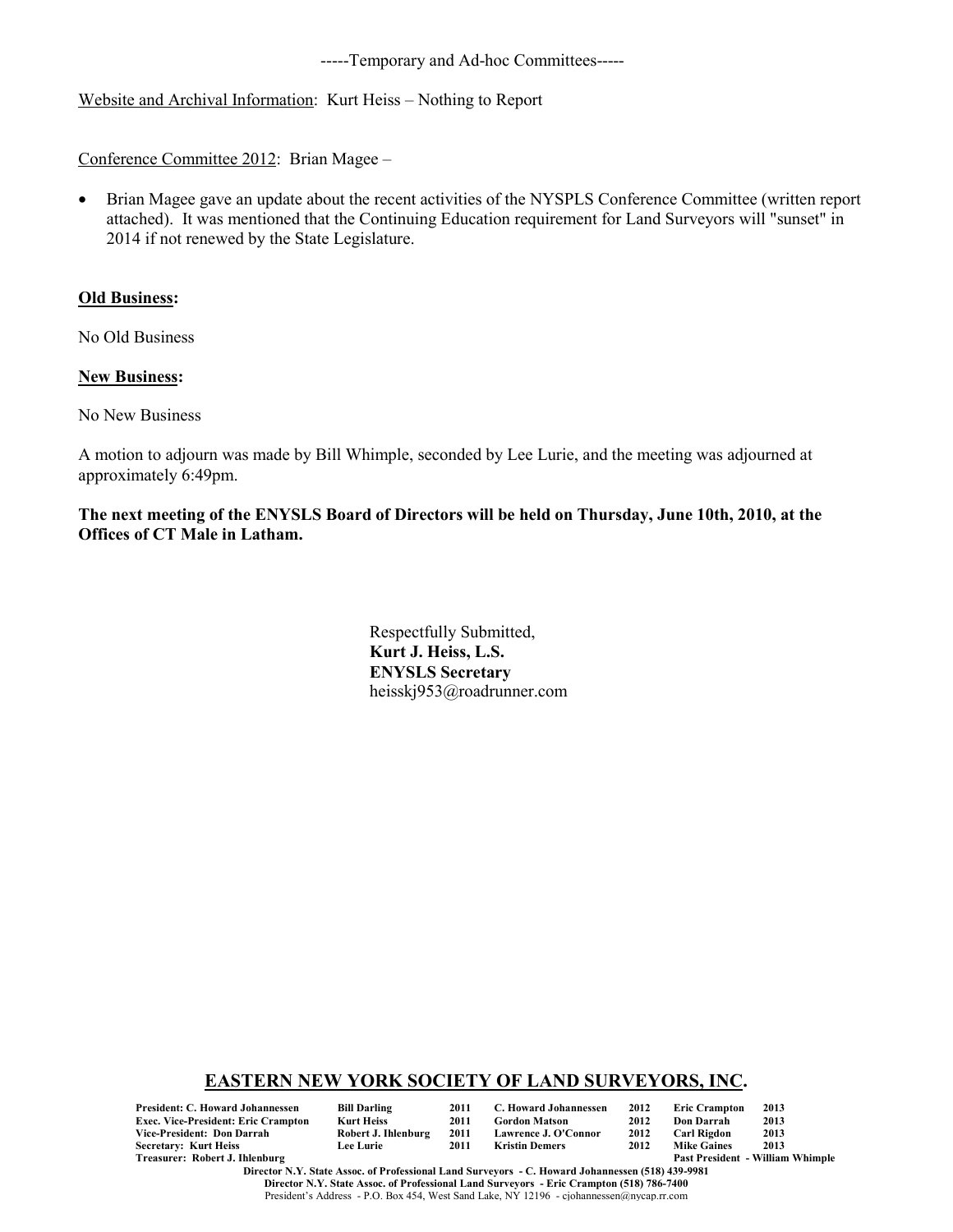-----Temporary and Ad-hoc Committees-----

Website and Archival Information: Kurt Heiss – Nothing to Report

Conference Committee 2012: Brian Magee –

- Brian Magee gave an update about the recent activities of the NYSPLS Conference Committee (written report attached). It was mentioned that the Continuing Education requirement for Land Surveyors will "sunset" in 2014 if not renewed by the State Legislature.

**Old Business:**

No Old Business

**New Business:**

No New Business

A motion to adjourn was made by Bill Whimple, seconded by Lee Lurie, and the meeting was adjourned at approximately 6:49pm.

**The next meeting of the ENYSLS Board of Directors will be held on Thursday, June 10th, 2010, at the Offices of CT Male in Latham.**

Respectfully Submitted,
**Kurt J. Heiss, L.S.**
**ENYSLS Secretary**
heisskj953@roadrunner.com

## EASTERN NEW YORK SOCIETY OF LAND SURVEYORS, INC.

| | | | | | | | |
|---|---|---|---|---|---|---|---|
| **President: C. Howard Johannessen** | **Bill Darling** | **2011** | **C. Howard Johannessen** | **2012** | **Eric Crampton** | **2013** |
| **Exec. Vice-President: Eric Crampton** | **Kurt Heiss** | **2011** | **Gordon Matson** | **2012** | **Don Darrah** | **2013** |
| **Vice-President: Don Darrah** | **Robert J. Ihlenburg** | **2011** | **Lawrence J. O'Connor** | **2012** | **Carl Rigdon** | **2013** |
| **Secretary: Kurt Heiss** | **Lee Lurie** | **2011** | **Kristin Demers** | **2012** | **Mike Gaines** | **2013** |
| **Treasurer: Robert J. Ihlenburg** | | | | | **Past President - William Whimple** | |

**Director N.Y. State Assoc. of Professional Land Surveyors - C. Howard Johannessen (518) 439-9981**
**Director N.Y. State Assoc. of Professional Land Surveyors - Eric Crampton (518) 786-7400**
President's Address - P.O. Box 454, West Sand Lake, NY 12196 - cjohannessen@nycap.rr.com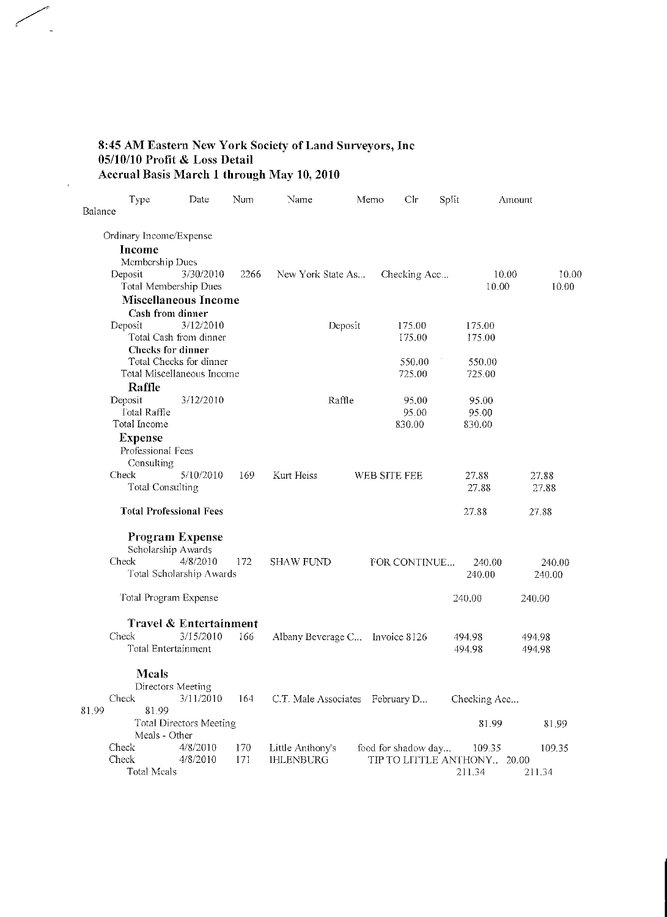**8:45 AM Eastern New York Society of Land Surveyors, Inc**
**05/10/10 Profit & Loss Detail**
**Accrual Basis March 1 through May 10, 2010**

| Type | Date | Num | Name | Memo | Clr | Split | Amount | Balance |
|---|---|---|---|---|---|---|---|---|
| Ordinary Income/Expense | | | | | | | | |
| **Income** | | | | | | | | |
| Membership Dues | | | | | | | | |
| Deposit | 3/30/2010 | 2266 | New York State As... | | | Checking Acc... | 10.00 | 10.00 |
| Total Membership Dues | | | | | | | 10.00 | 10.00 |
| **Miscellaneous Income** | | | | | | | | |
| **Cash from dinner** | | | | | | | | |
| Deposit | 3/12/2010 | | | Deposit | | | 175.00 | 175.00 |
| Total Cash from dinner | | | | | | | 175.00 | 175.00 |
| **Checks for dinner** | | | | | | | | |
| Total Checks for dinner | | | | | | | 550.00 | 550.00 |
| Total Miscellaneous Income | | | | | | | 725.00 | 725.00 |
| **Raffle** | | | | | | | | |
| Deposit | 3/12/2010 | | | Raffle | | | 95.00 | 95.00 |
| Total Raffle | | | | | | | 95.00 | 95.00 |
| Total Income | | | | | | | 830.00 | 830.00 |
| **Expense** | | | | | | | | |
| Professional Fees | | | | | | | | |
| Consulting | | | | | | | | |
| Check | 5/10/2010 | 169 | Kurt Heiss | WEB SITE FEE | | | 27.88 | 27.88 |
| Total Consulting | | | | | | | 27.88 | 27.88 |
| **Total Professional Fees** | | | | | | | 27.88 | 27.88 |
| **Program Expense** | | | | | | | | |
| Scholarship Awards | | | | | | | | |
| Check | 4/8/2010 | 172 | SHAW FUND | FOR CONTINUE... | | | 240.00 | 240.00 |
| Total Scholarship Awards | | | | | | | 240.00 | 240.00 |
| Total Program Expense | | | | | | | 240.00 | 240.00 |
| **Travel & Entertainment** | | | | | | | | |
| Check | 3/15/2010 | 166 | Albany Beverage C... | Invoice 8126 | | | 494.98 | 494.98 |
| Total Entertainment | | | | | | | 494.98 | 494.98 |
| **Meals** | | | | | | | | |
| Directors Meeting | | | | | | | | |
| Check | 3/11/2010 | 164 | C.T. Male Associates | February D... | | Checking Acc... | 81.99 | 81.99 |
| Total Directors Meeting | | | | | | | 81.99 | 81.99 |
| Meals - Other | | | | | | | | |
| Check | 4/8/2010 | 170 | Little Anthony's | food for shadow day... | | | 109.35 | 109.35 |
| Check | 4/8/2010 | 171 | IHLENBURG | TIP TO LITTLE ANTHONY... | | | 20.00 | |
| Total Meals | | | | | | | 211.34 | 211.34 |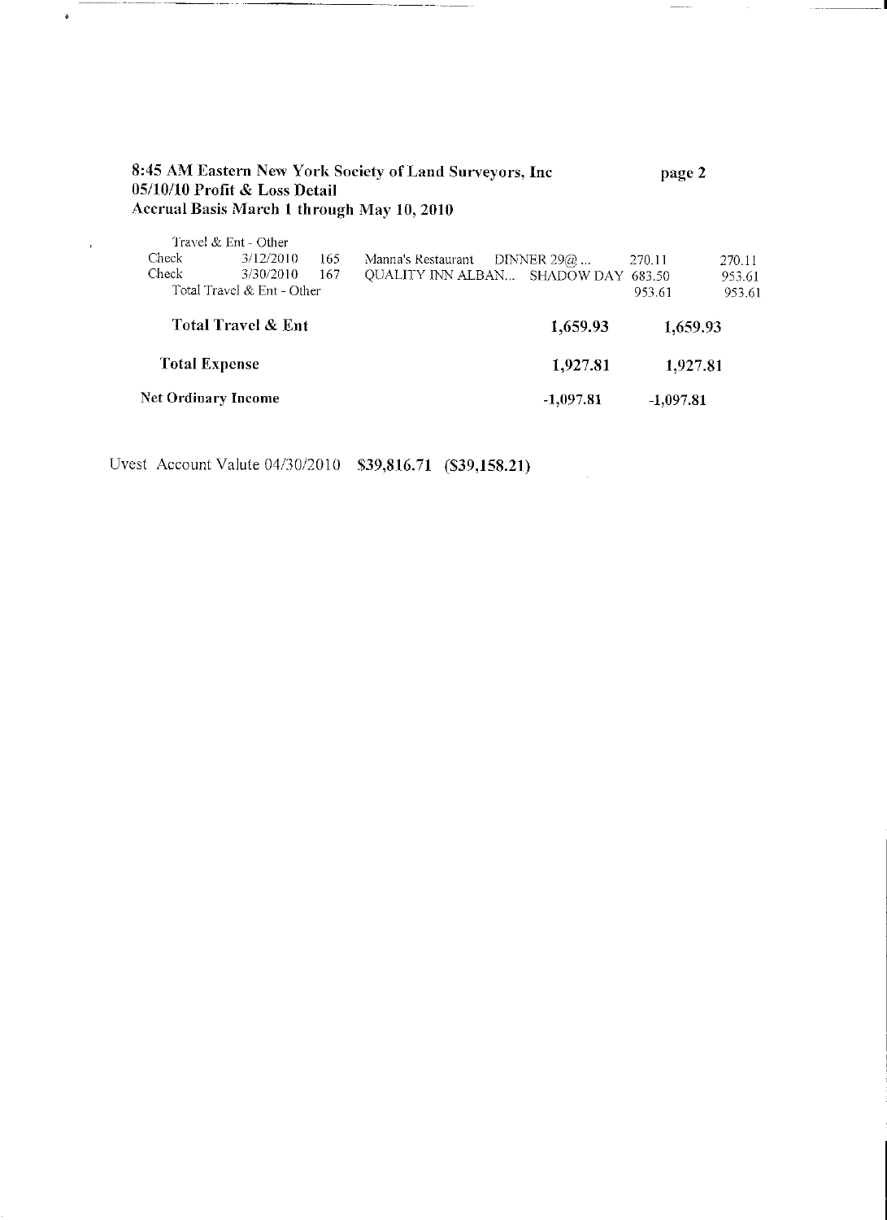**8:45 AM Eastern New York Society of Land Surveyors, Inc**
**05/10/10 Profit & Loss Detail**
**Accrual Basis March 1 through May 10, 2010**

| Type | Date | Num | Name | Memo | Amount | Balance |
|---|---|---|---|---|---|---|
| Travel & Ent - Other | | | | | | |
| Check | 3/12/2010 | 165 | Manna's Restaurant | DINNER 29@... | 270.11 | 270.11 |
| Check | 3/30/2010 | 167 | QUALITY INN ALBAN... | SHADOW DAY | 683.50 | 953.61 |
| Total Travel & Ent - Other | | | | | 953.61 | 953.61 |
| **Total Travel & Ent** | | | | | **1,659.93** | **1,659.93** |
| **Total Expense** | | | | | **1,927.81** | **1,927.81** |
| **Net Ordinary Income** | | | | | **-1,097.81** | **-1,097.81** |

Uvest Account Valute 04/30/2010 **$39,816.71 ($39,158.21)**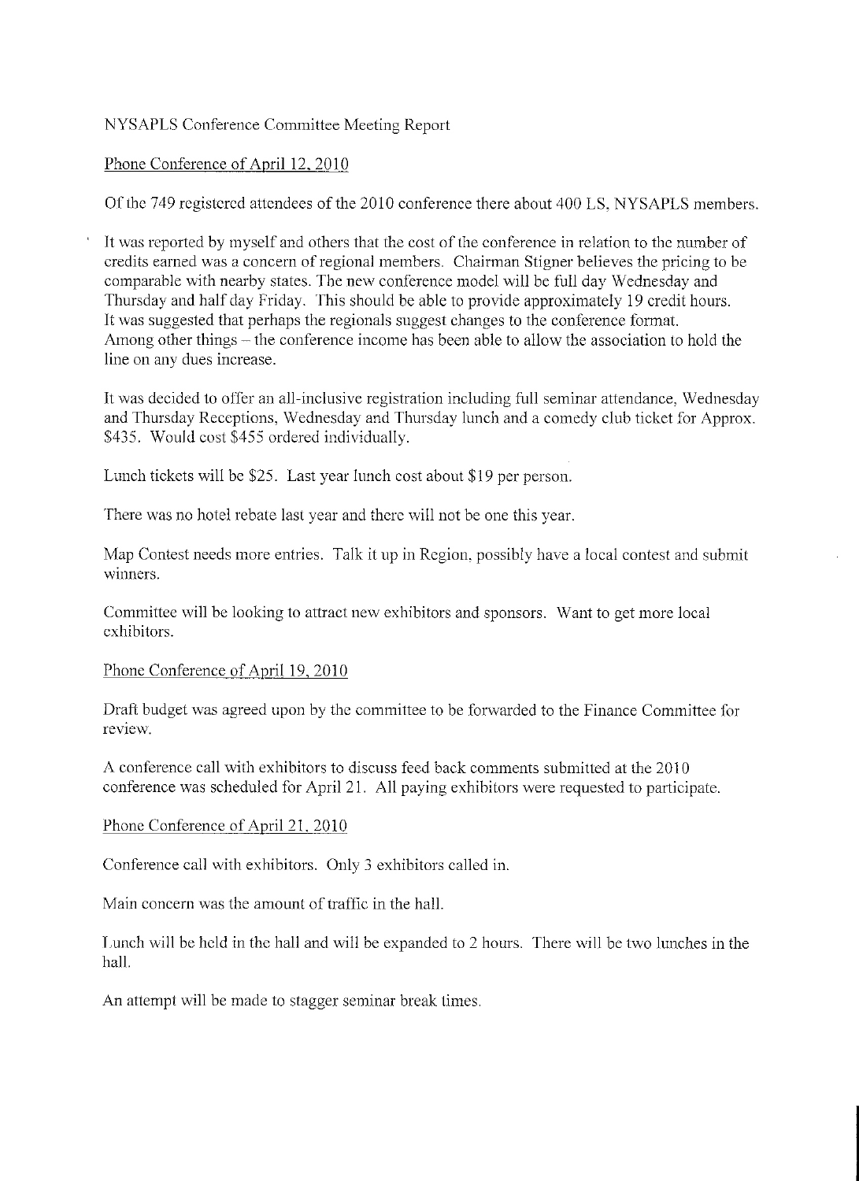NYSAPLS Conference Committee Meeting Report

Phone Conference of April 12, 2010

Of the 749 registered attendees of the 2010 conference there about 400 LS, NYSAPLS members.

It was reported by myself and others that the cost of the conference in relation to the number of credits earned was a concern of regional members. Chairman Stigner believes the pricing to be comparable with nearby states. The new conference model will be full day Wednesday and Thursday and half day Friday. This should be able to provide approximately 19 credit hours. It was suggested that perhaps the regionals suggest changes to the conference format. Among other things – the conference income has been able to allow the association to hold the line on any dues increase.

It was decided to offer an all-inclusive registration including full seminar attendance, Wednesday and Thursday Receptions, Wednesday and Thursday lunch and a comedy club ticket for Approx. $435. Would cost $455 ordered individually.

Lunch tickets will be $25. Last year lunch cost about $19 per person.

There was no hotel rebate last year and there will not be one this year.

Map Contest needs more entries. Talk it up in Region, possibly have a local contest and submit winners.

Committee will be looking to attract new exhibitors and sponsors. Want to get more local exhibitors.

Phone Conference of April 19, 2010

Draft budget was agreed upon by the committee to be forwarded to the Finance Committee for review.

A conference call with exhibitors to discuss feed back comments submitted at the 2010 conference was scheduled for April 21. All paying exhibitors were requested to participate.

Phone Conference of April 21, 2010

Conference call with exhibitors. Only 3 exhibitors called in.

Main concern was the amount of traffic in the hall.

Lunch will be held in the hall and will be expanded to 2 hours. There will be two lunches in the hall.

An attempt will be made to stagger seminar break times.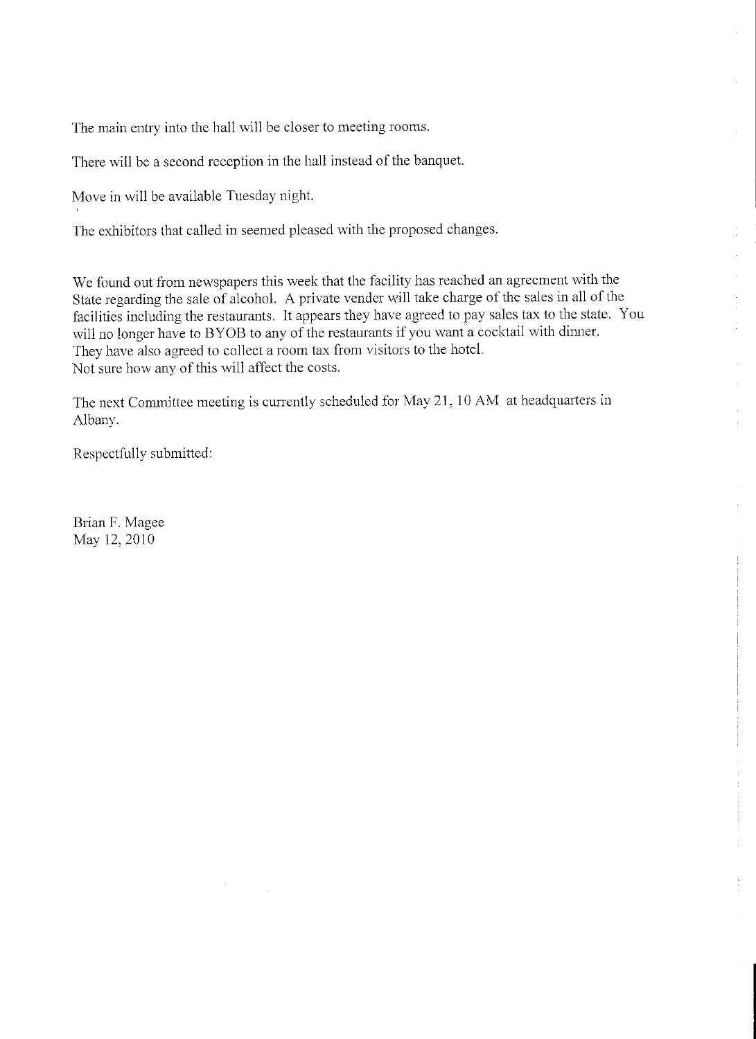The main entry into the hall will be closer to meeting rooms.

There will be a second reception in the hall instead of the banquet.

Move in will be available Tuesday night.

The exhibitors that called in seemed pleased with the proposed changes.

We found out from newspapers this week that the facility has reached an agreement with the State regarding the sale of alcohol. A private vender will take charge of the sales in all of the facilities including the restaurants. It appears they have agreed to pay sales tax to the state. You will no longer have to BYOB to any of the restaurants if you want a cocktail with dinner. They have also agreed to collect a room tax from visitors to the hotel. Not sure how any of this will affect the costs.

The next Committee meeting is currently scheduled for May 21, 10 AM at headquarters in Albany.

Respectfully submitted:

Brian F. Magee
May 12, 2010